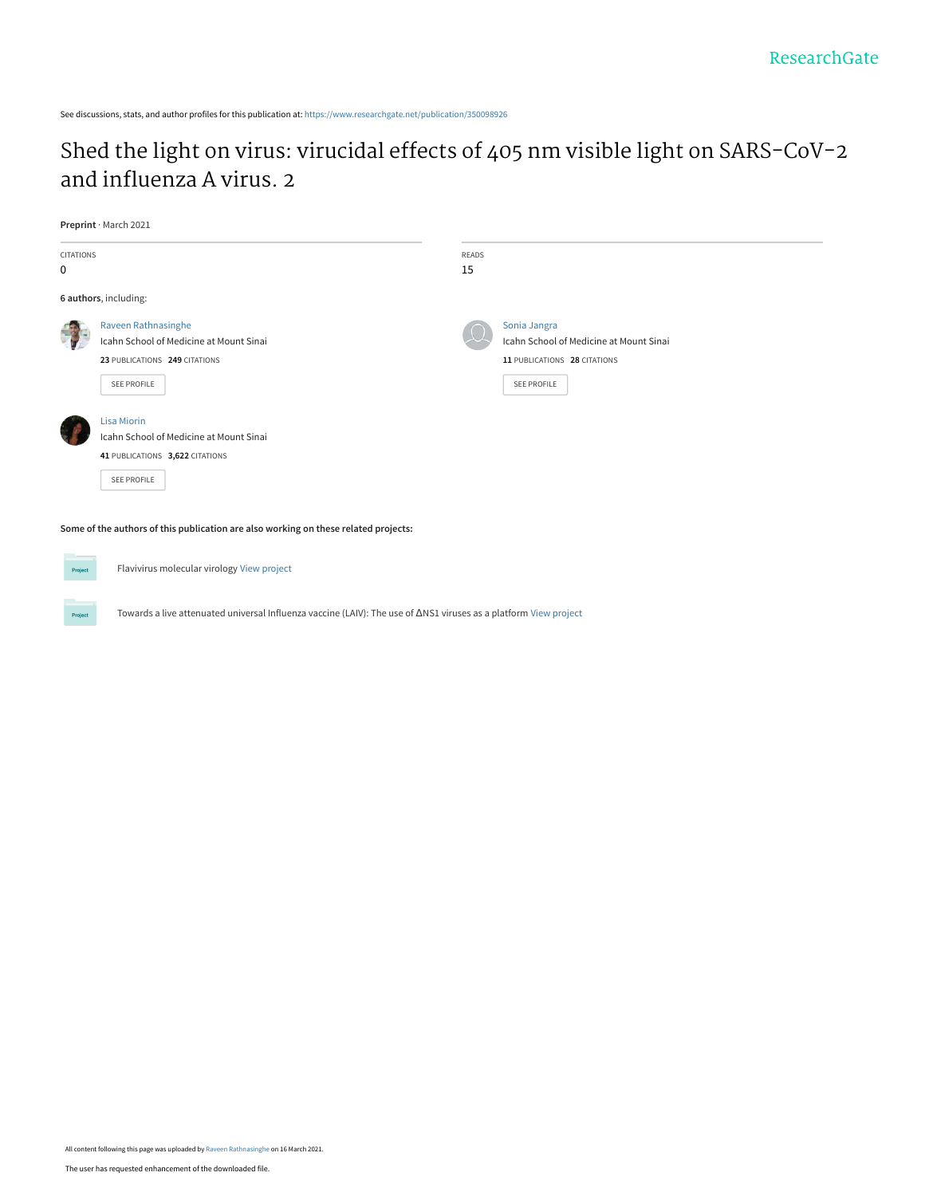ResearchGate

See discussions, stats, and author profiles for this publication at: https://www.researchgate.net/publication/350098926

# Shed the light on virus: virucidal effects of 405 nm visible light on SARS-CoV-2 and influenza A virus. 2

**Preprint** · March 2021

| CITATIONS | READS |
| --- | --- |
| 0 | 15 |

**6 authors**, including:

**Raveen Rathnasinghe**
Icahn School of Medicine at Mount Sinai
**23** PUBLICATIONS **249** CITATIONS
SEE PROFILE

**Sonia Jangra**
Icahn School of Medicine at Mount Sinai
**11** PUBLICATIONS **28** CITATIONS
SEE PROFILE

**Lisa Miorin**
Icahn School of Medicine at Mount Sinai
**41** PUBLICATIONS **3,622** CITATIONS
SEE PROFILE

**Some of the authors of this publication are also working on these related projects:**

Project: Flavivirus molecular virology View project

Project: Towards a live attenuated universal Influenza vaccine (LAIV): The use of ΔNS1 viruses as a platform View project

All content following this page was uploaded by Raveen Rathnasinghe on 16 March 2021.

The user has requested enhancement of the downloaded file.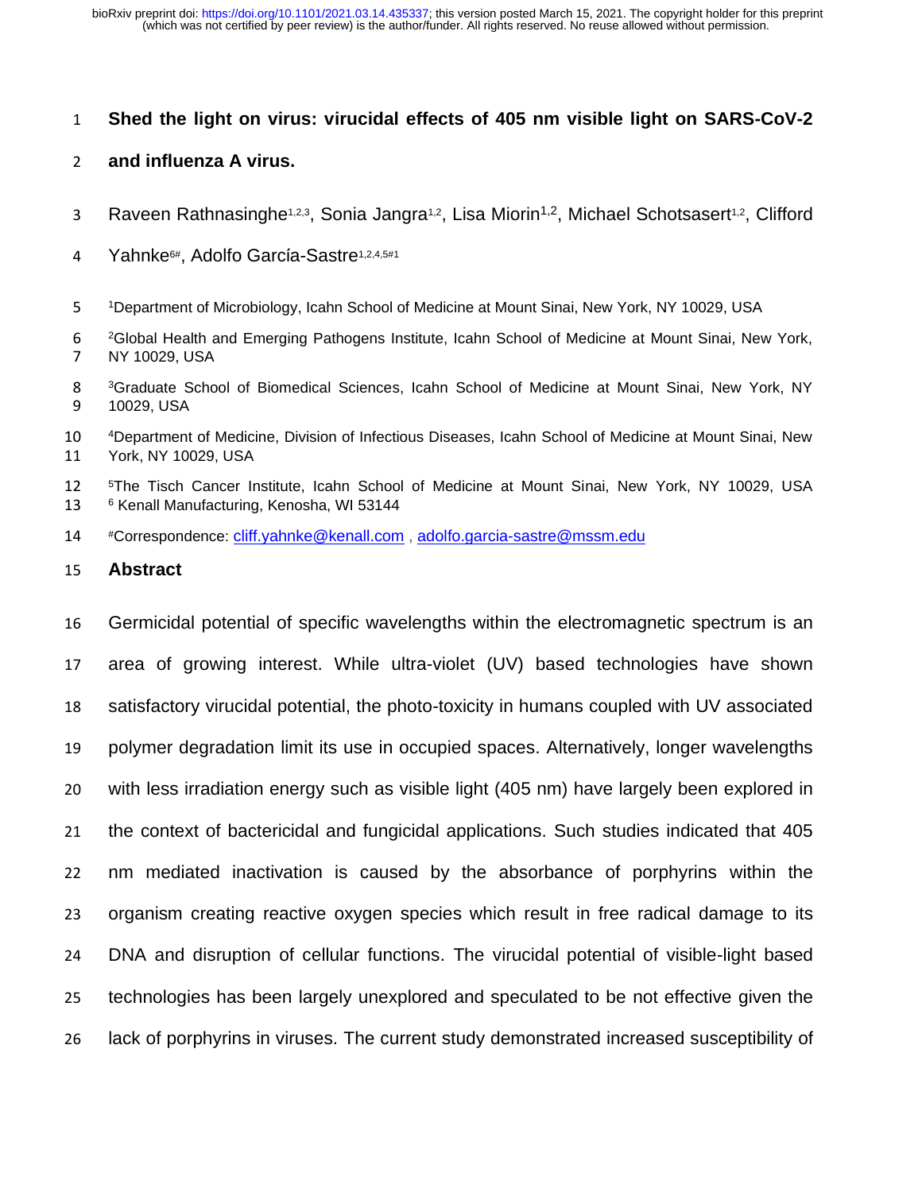# Shed the light on virus: virucidal effects of 405 nm visible light on SARS-CoV-2 and influenza A virus.

Raveen Rathnasinghe[1,2,3], Sonia Jangra[1,2], Lisa Miorin[1,2], Michael Schotsasert[1,2], Clifford Yahnke[6#], Adolfo García-Sastre[1,2,4,5#1]

[1]Department of Microbiology, Icahn School of Medicine at Mount Sinai, New York, NY 10029, USA

[2]Global Health and Emerging Pathogens Institute, Icahn School of Medicine at Mount Sinai, New York, NY 10029, USA

[3]Graduate School of Biomedical Sciences, Icahn School of Medicine at Mount Sinai, New York, NY 10029, USA

[4]Department of Medicine, Division of Infectious Diseases, Icahn School of Medicine at Mount Sinai, New York, NY 10029, USA

[5]The Tisch Cancer Institute, Icahn School of Medicine at Mount Sinai, New York, NY 10029, USA

[6] Kenall Manufacturing, Kenosha, WI 53144

[#]Correspondence: cliff.yahnke@kenall.com , adolfo.garcia-sastre@mssm.edu

## Abstract

Germicidal potential of specific wavelengths within the electromagnetic spectrum is an area of growing interest. While ultra-violet (UV) based technologies have shown satisfactory virucidal potential, the photo-toxicity in humans coupled with UV associated polymer degradation limit its use in occupied spaces. Alternatively, longer wavelengths with less irradiation energy such as visible light (405 nm) have largely been explored in the context of bactericidal and fungicidal applications. Such studies indicated that 405 nm mediated inactivation is caused by the absorbance of porphyrins within the organism creating reactive oxygen species which result in free radical damage to its DNA and disruption of cellular functions. The virucidal potential of visible-light based technologies has been largely unexplored and speculated to be not effective given the lack of porphyrins in viruses. The current study demonstrated increased susceptibility of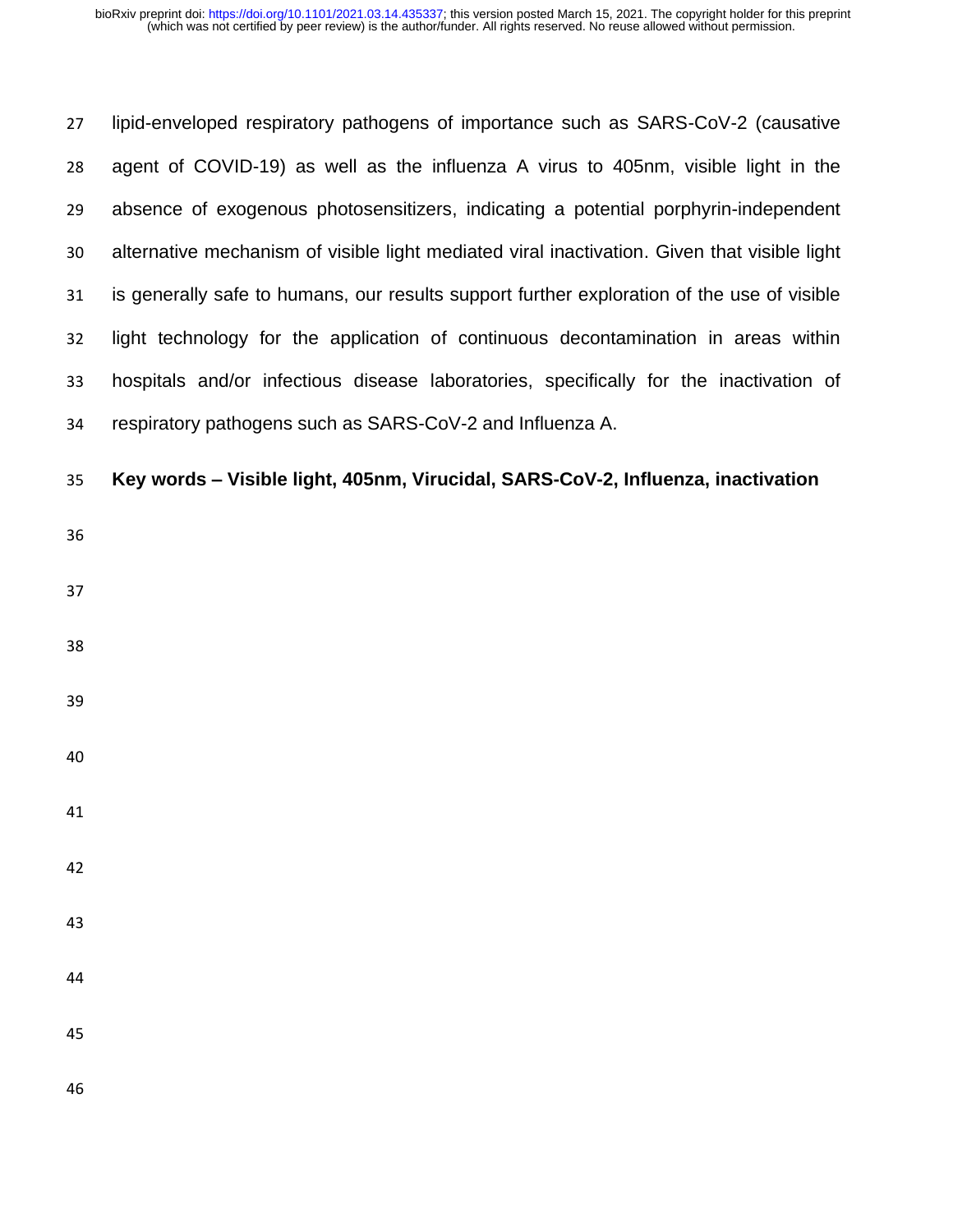lipid-enveloped respiratory pathogens of importance such as SARS-CoV-2 (causative agent of COVID-19) as well as the influenza A virus to 405nm, visible light in the absence of exogenous photosensitizers, indicating a potential porphyrin-independent alternative mechanism of visible light mediated viral inactivation. Given that visible light is generally safe to humans, our results support further exploration of the use of visible light technology for the application of continuous decontamination in areas within hospitals and/or infectious disease laboratories, specifically for the inactivation of respiratory pathogens such as SARS-CoV-2 and Influenza A.

**Key words – Visible light, 405nm, Virucidal, SARS-CoV-2, Influenza, inactivation**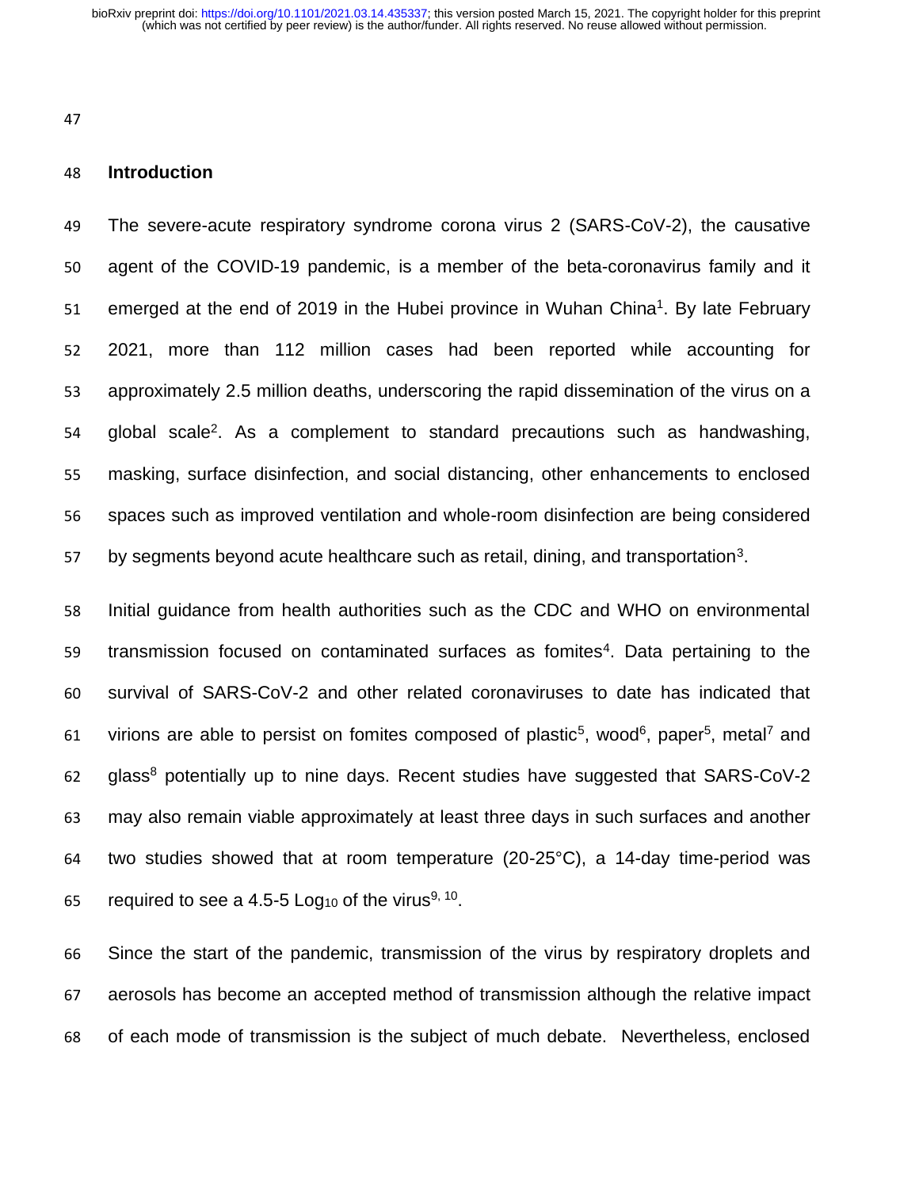## Introduction

The severe-acute respiratory syndrome corona virus 2 (SARS-CoV-2), the causative agent of the COVID-19 pandemic, is a member of the beta-coronavirus family and it emerged at the end of 2019 in the Hubei province in Wuhan China[1]. By late February 2021, more than 112 million cases had been reported while accounting for approximately 2.5 million deaths, underscoring the rapid dissemination of the virus on a global scale[2]. As a complement to standard precautions such as handwashing, masking, surface disinfection, and social distancing, other enhancements to enclosed spaces such as improved ventilation and whole-room disinfection are being considered by segments beyond acute healthcare such as retail, dining, and transportation[3].

Initial guidance from health authorities such as the CDC and WHO on environmental transmission focused on contaminated surfaces as fomites[4]. Data pertaining to the survival of SARS-CoV-2 and other related coronaviruses to date has indicated that virions are able to persist on fomites composed of plastic[5], wood[6], paper[5], metal[7] and glass[8] potentially up to nine days. Recent studies have suggested that SARS-CoV-2 may also remain viable approximately at least three days in such surfaces and another two studies showed that at room temperature (20-25°C), a 14-day time-period was required to see a 4.5-5 $Log_{10}$ of the virus[9, 10].

Since the start of the pandemic, transmission of the virus by respiratory droplets and aerosols has become an accepted method of transmission although the relative impact of each mode of transmission is the subject of much debate. Nevertheless, enclosed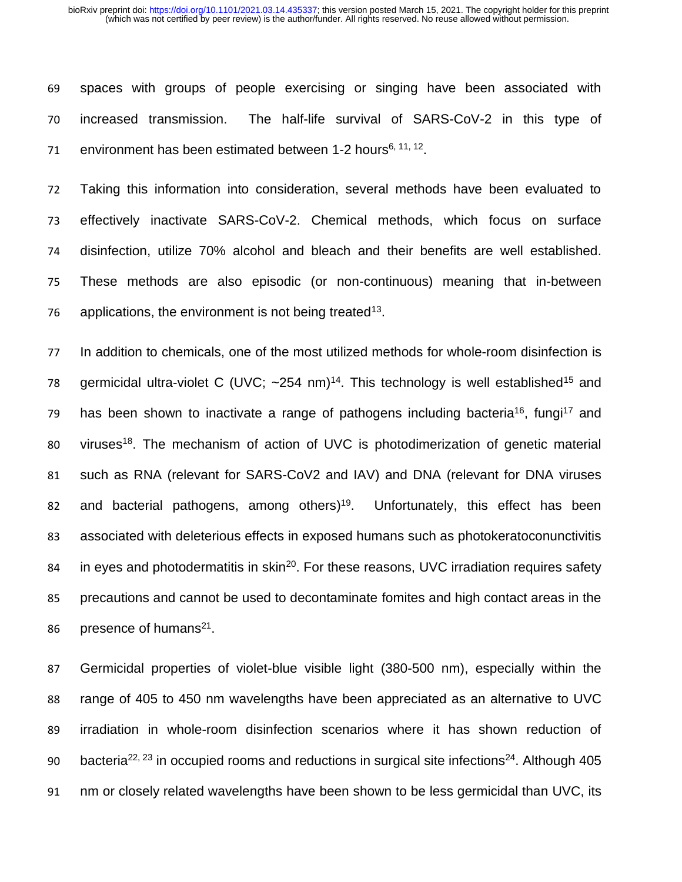spaces with groups of people exercising or singing have been associated with increased transmission. The half-life survival of SARS-CoV-2 in this type of environment has been estimated between 1-2 hours[6, 11, 12].

Taking this information into consideration, several methods have been evaluated to effectively inactivate SARS-CoV-2. Chemical methods, which focus on surface disinfection, utilize 70% alcohol and bleach and their benefits are well established. These methods are also episodic (or non-continuous) meaning that in-between applications, the environment is not being treated[13].

In addition to chemicals, one of the most utilized methods for whole-room disinfection is germicidal ultra-violet C (UVC; ~254 nm)[14]. This technology is well established[15] and has been shown to inactivate a range of pathogens including bacteria[16], fungi[17] and viruses[18]. The mechanism of action of UVC is photodimerization of genetic material such as RNA (relevant for SARS-CoV2 and IAV) and DNA (relevant for DNA viruses and bacterial pathogens, among others)[19]. Unfortunately, this effect has been associated with deleterious effects in exposed humans such as photokeratoconunctivitis in eyes and photodermatitis in skin[20]. For these reasons, UVC irradiation requires safety precautions and cannot be used to decontaminate fomites and high contact areas in the presence of humans[21].

Germicidal properties of violet-blue visible light (380-500 nm), especially within the range of 405 to 450 nm wavelengths have been appreciated as an alternative to UVC irradiation in whole-room disinfection scenarios where it has shown reduction of bacteria[22, 23] in occupied rooms and reductions in surgical site infections[24]. Although 405 nm or closely related wavelengths have been shown to be less germicidal than UVC, its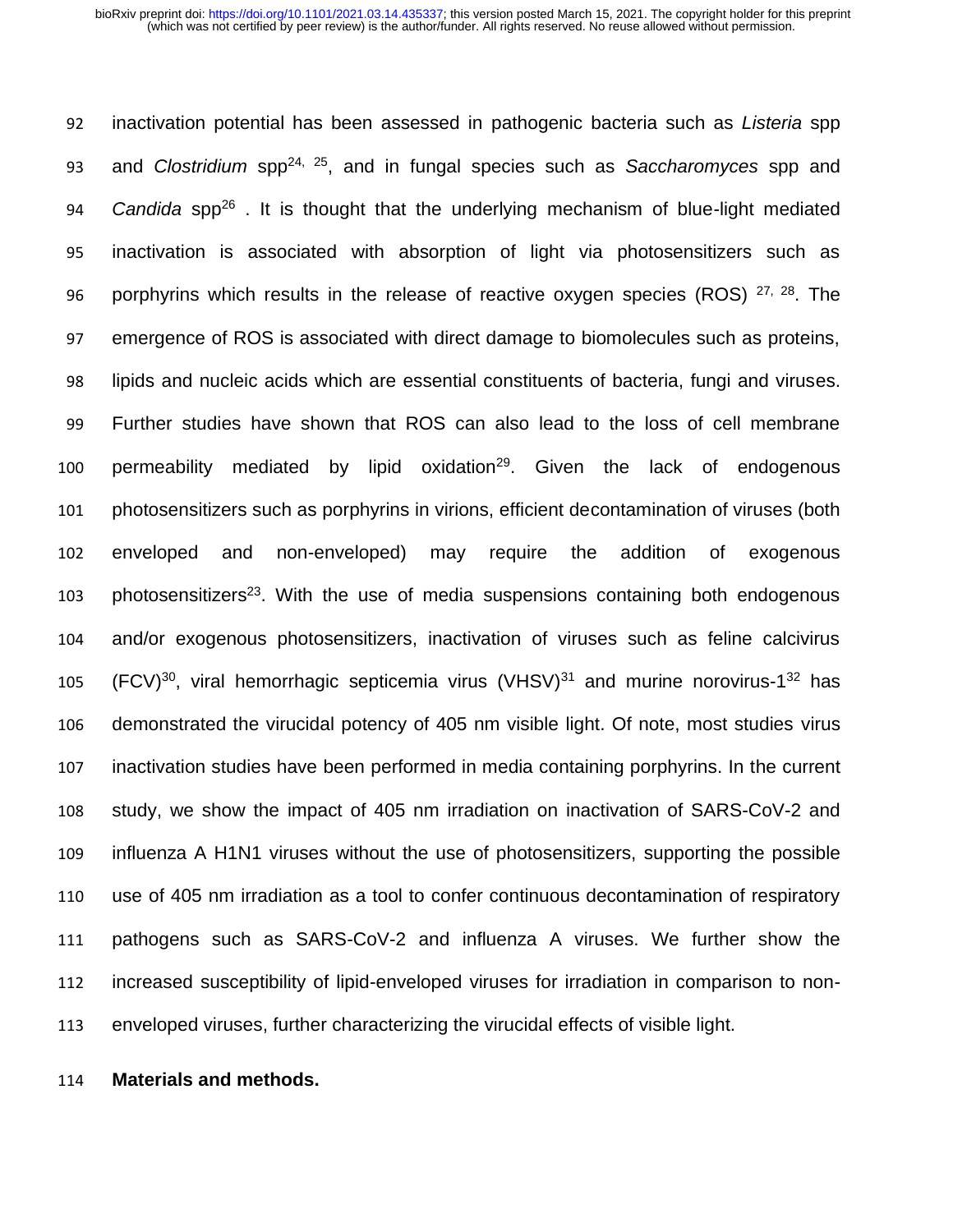inactivation potential has been assessed in pathogenic bacteria such as *Listeria* spp and *Clostridium* spp[24, 25], and in fungal species such as *Saccharomyces* spp and *Candida* spp[26] . It is thought that the underlying mechanism of blue-light mediated inactivation is associated with absorption of light via photosensitizers such as porphyrins which results in the release of reactive oxygen species (ROS) [27, 28]. The emergence of ROS is associated with direct damage to biomolecules such as proteins, lipids and nucleic acids which are essential constituents of bacteria, fungi and viruses. Further studies have shown that ROS can also lead to the loss of cell membrane permeability mediated by lipid oxidation[29]. Given the lack of endogenous photosensitizers such as porphyrins in virions, efficient decontamination of viruses (both enveloped and non-enveloped) may require the addition of exogenous photosensitizers[23]. With the use of media suspensions containing both endogenous and/or exogenous photosensitizers, inactivation of viruses such as feline calcivirus (FCV)[30], viral hemorrhagic septicemia virus (VHSV)[31] and murine norovirus-1[32] has demonstrated the virucidal potency of 405 nm visible light. Of note, most studies virus inactivation studies have been performed in media containing porphyrins. In the current study, we show the impact of 405 nm irradiation on inactivation of SARS-CoV-2 and influenza A H1N1 viruses without the use of photosensitizers, supporting the possible use of 405 nm irradiation as a tool to confer continuous decontamination of respiratory pathogens such as SARS-CoV-2 and influenza A viruses. We further show the increased susceptibility of lipid-enveloped viruses for irradiation in comparison to non-enveloped viruses, further characterizing the virucidal effects of visible light.

## Materials and methods.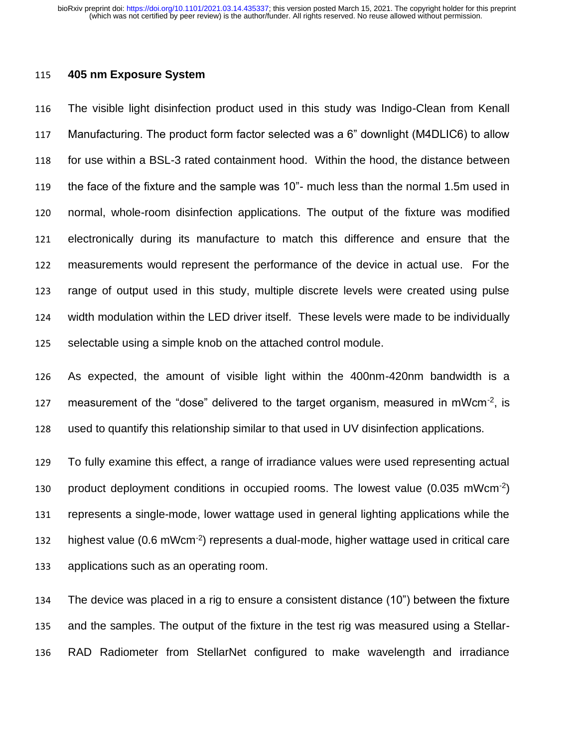**405 nm Exposure System**

The visible light disinfection product used in this study was Indigo-Clean from Kenall Manufacturing. The product form factor selected was a 6" downlight (M4DLIC6) to allow for use within a BSL-3 rated containment hood. Within the hood, the distance between the face of the fixture and the sample was 10"- much less than the normal 1.5m used in normal, whole-room disinfection applications. The output of the fixture was modified electronically during its manufacture to match this difference and ensure that the measurements would represent the performance of the device in actual use. For the range of output used in this study, multiple discrete levels were created using pulse width modulation within the LED driver itself. These levels were made to be individually selectable using a simple knob on the attached control module.

As expected, the amount of visible light within the 400nm-420nm bandwidth is a measurement of the "dose" delivered to the target organism, measured in $mWcm^{-2}$, is used to quantify this relationship similar to that used in UV disinfection applications.

To fully examine this effect, a range of irradiance values were used representing actual product deployment conditions in occupied rooms. The lowest value (0.035 $mWcm^{-2}$) represents a single-mode, lower wattage used in general lighting applications while the highest value (0.6 $mWcm^{-2}$) represents a dual-mode, higher wattage used in critical care applications such as an operating room.

The device was placed in a rig to ensure a consistent distance (10") between the fixture and the samples. The output of the fixture in the test rig was measured using a Stellar-RAD Radiometer from StellarNet configured to make wavelength and irradiance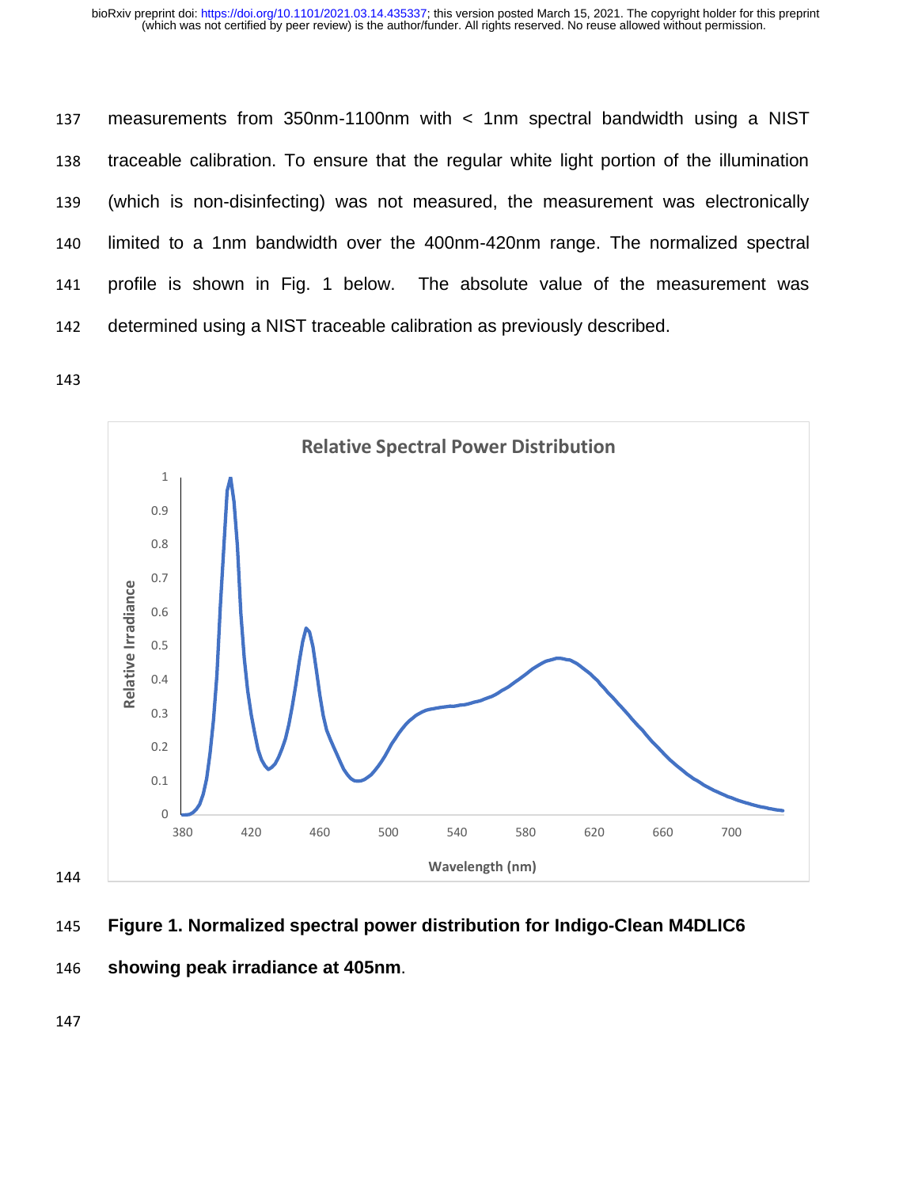measurements from 350nm-1100nm with < 1nm spectral bandwidth using a NIST traceable calibration. To ensure that the regular white light portion of the illumination (which is non-disinfecting) was not measured, the measurement was electronically limited to a 1nm bandwidth over the 400nm-420nm range. The normalized spectral profile is shown in Fig. 1 below. The absolute value of the measurement was determined using a NIST traceable calibration as previously described.

**Figure 1. Normalized spectral power distribution for Indigo-Clean M4DLIC6 showing peak irradiance at 405nm**.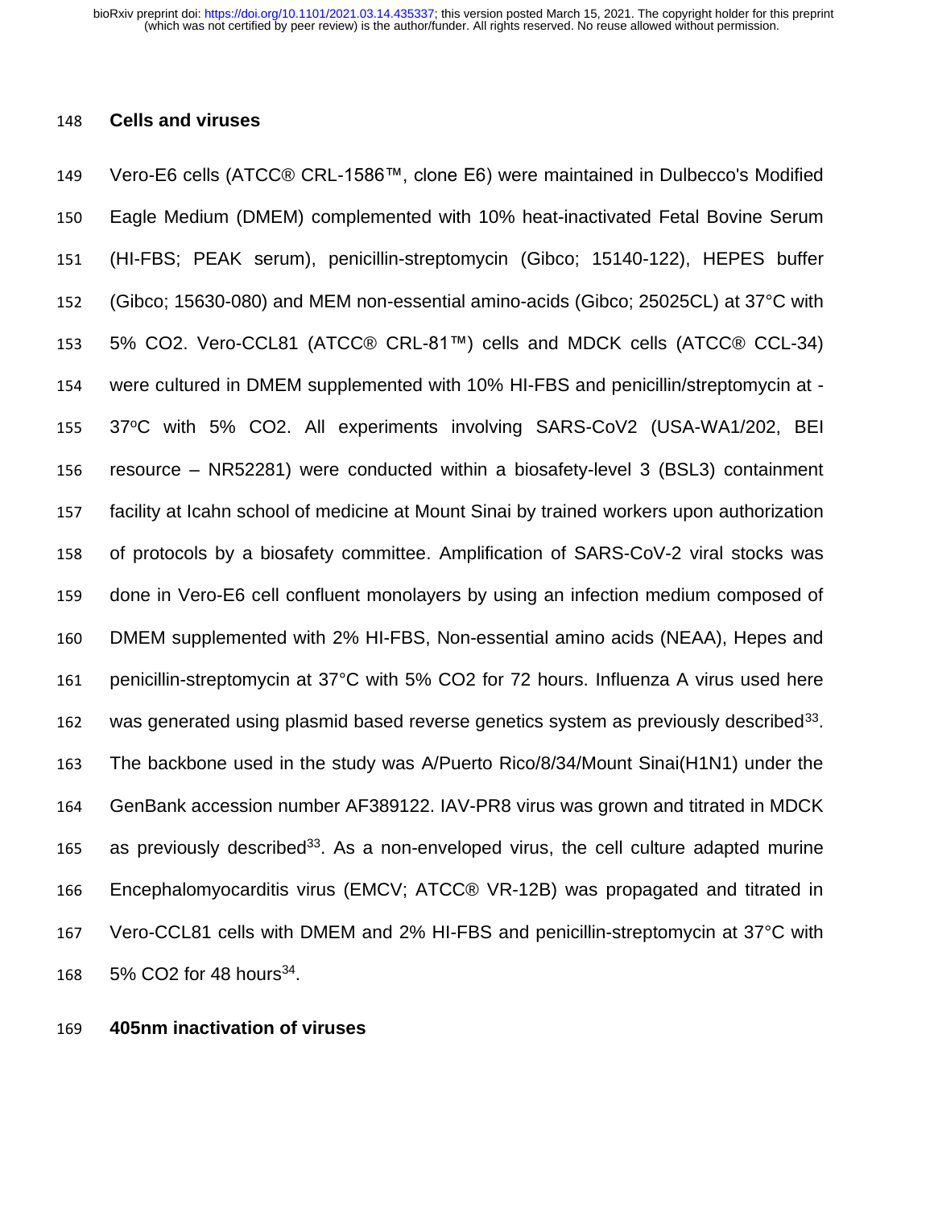## Cells and viruses

Vero-E6 cells (ATCC® CRL-1586™, clone E6) were maintained in Dulbecco's Modified Eagle Medium (DMEM) complemented with 10% heat-inactivated Fetal Bovine Serum (HI-FBS; PEAK serum), penicillin-streptomycin (Gibco; 15140-122), HEPES buffer (Gibco; 15630-080) and MEM non-essential amino-acids (Gibco; 25025CL) at 37°C with 5% CO2. Vero-CCL81 (ATCC® CRL-81™) cells and MDCK cells (ATCC® CCL-34) were cultured in DMEM supplemented with 10% HI-FBS and penicillin/streptomycin at - 37ºC with 5% CO2. All experiments involving SARS-CoV2 (USA-WA1/202, BEI resource – NR52281) were conducted within a biosafety-level 3 (BSL3) containment facility at Icahn school of medicine at Mount Sinai by trained workers upon authorization of protocols by a biosafety committee. Amplification of SARS-CoV-2 viral stocks was done in Vero-E6 cell confluent monolayers by using an infection medium composed of DMEM supplemented with 2% HI-FBS, Non-essential amino acids (NEAA), Hepes and penicillin-streptomycin at 37°C with 5% CO2 for 72 hours. Influenza A virus used here was generated using plasmid based reverse genetics system as previously described[33]. The backbone used in the study was A/Puerto Rico/8/34/Mount Sinai(H1N1) under the GenBank accession number AF389122. IAV-PR8 virus was grown and titrated in MDCK as previously described[33]. As a non-enveloped virus, the cell culture adapted murine Encephalomyocarditis virus (EMCV; ATCC® VR-12B) was propagated and titrated in Vero-CCL81 cells with DMEM and 2% HI-FBS and penicillin-streptomycin at 37°C with 5% CO2 for 48 hours[34].

## 405nm inactivation of viruses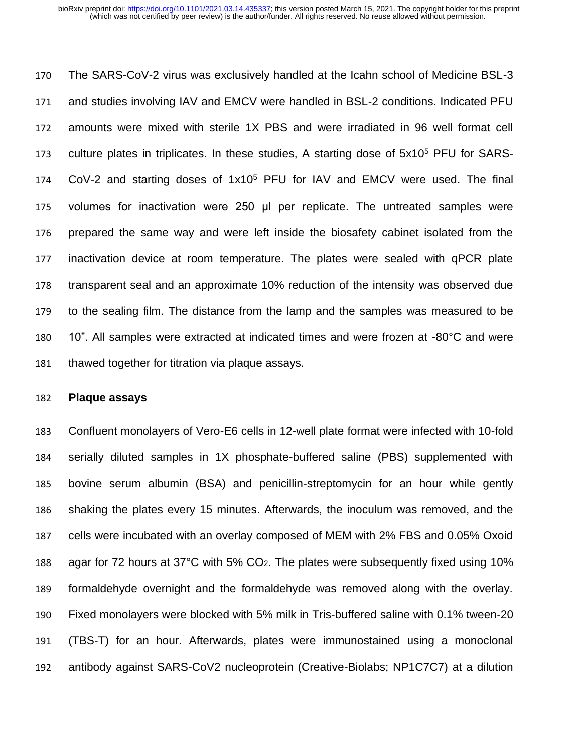The SARS-CoV-2 virus was exclusively handled at the Icahn school of Medicine BSL-3 and studies involving IAV and EMCV were handled in BSL-2 conditions. Indicated PFU amounts were mixed with sterile 1X PBS and were irradiated in 96 well format cell culture plates in triplicates. In these studies, A starting dose of $5x10^5$ PFU for SARS-CoV-2 and starting doses of $1x10^5$ PFU for IAV and EMCV were used. The final volumes for inactivation were 250 µl per replicate. The untreated samples were prepared the same way and were left inside the biosafety cabinet isolated from the inactivation device at room temperature. The plates were sealed with qPCR plate transparent seal and an approximate 10% reduction of the intensity was observed due to the sealing film. The distance from the lamp and the samples was measured to be 10”. All samples were extracted at indicated times and were frozen at -80°C and were thawed together for titration via plaque assays.

**Plaque assays**

Confluent monolayers of Vero-E6 cells in 12-well plate format were infected with 10-fold serially diluted samples in 1X phosphate-buffered saline (PBS) supplemented with bovine serum albumin (BSA) and penicillin-streptomycin for an hour while gently shaking the plates every 15 minutes. Afterwards, the inoculum was removed, and the cells were incubated with an overlay composed of MEM with 2% FBS and 0.05% Oxoid agar for 72 hours at 37°C with 5% $CO_2$. The plates were subsequently fixed using 10% formaldehyde overnight and the formaldehyde was removed along with the overlay. Fixed monolayers were blocked with 5% milk in Tris-buffered saline with 0.1% tween-20 (TBS-T) for an hour. Afterwards, plates were immunostained using a monoclonal antibody against SARS-CoV2 nucleoprotein (Creative-Biolabs; NP1C7C7) at a dilution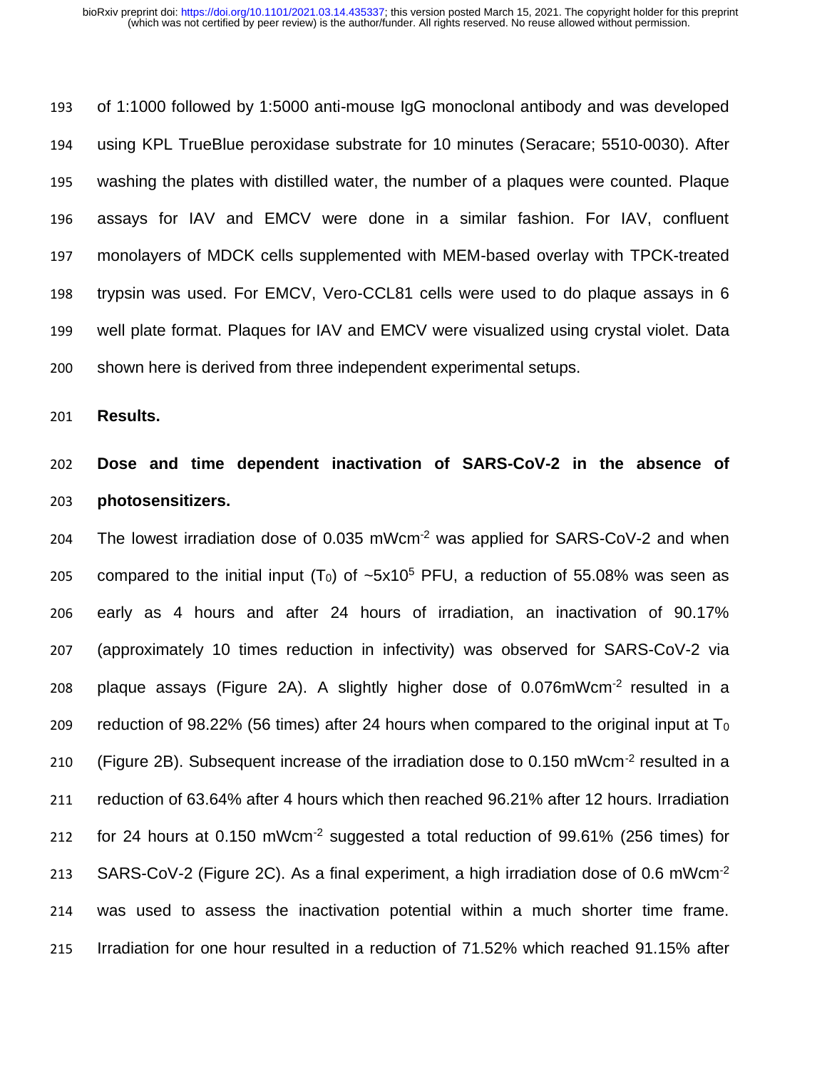of 1:1000 followed by 1:5000 anti-mouse IgG monoclonal antibody and was developed using KPL TrueBlue peroxidase substrate for 10 minutes (Seracare; 5510-0030). After washing the plates with distilled water, the number of a plaques were counted. Plaque assays for IAV and EMCV were done in a similar fashion. For IAV, confluent monolayers of MDCK cells supplemented with MEM-based overlay with TPCK-treated trypsin was used. For EMCV, Vero-CCL81 cells were used to do plaque assays in 6 well plate format. Plaques for IAV and EMCV were visualized using crystal violet. Data shown here is derived from three independent experimental setups.

## Results.

### Dose and time dependent inactivation of SARS-CoV-2 in the absence of photosensitizers.

The lowest irradiation dose of 0.035 $mWcm^{-2}$ was applied for SARS-CoV-2 and when compared to the initial input ($T_0$) of ~$5x10^5$ PFU, a reduction of 55.08% was seen as early as 4 hours and after 24 hours of irradiation, an inactivation of 90.17% (approximately 10 times reduction in infectivity) was observed for SARS-CoV-2 via plaque assays (Figure 2A). A slightly higher dose of 0.076$mWcm^{-2}$ resulted in a reduction of 98.22% (56 times) after 24 hours when compared to the original input at $T_0$ (Figure 2B). Subsequent increase of the irradiation dose to 0.150 $mWcm^{-2}$ resulted in a reduction of 63.64% after 4 hours which then reached 96.21% after 12 hours. Irradiation for 24 hours at 0.150 $mWcm^{-2}$ suggested a total reduction of 99.61% (256 times) for SARS-CoV-2 (Figure 2C). As a final experiment, a high irradiation dose of 0.6 $mWcm^{-2}$ was used to assess the inactivation potential within a much shorter time frame. Irradiation for one hour resulted in a reduction of 71.52% which reached 91.15% after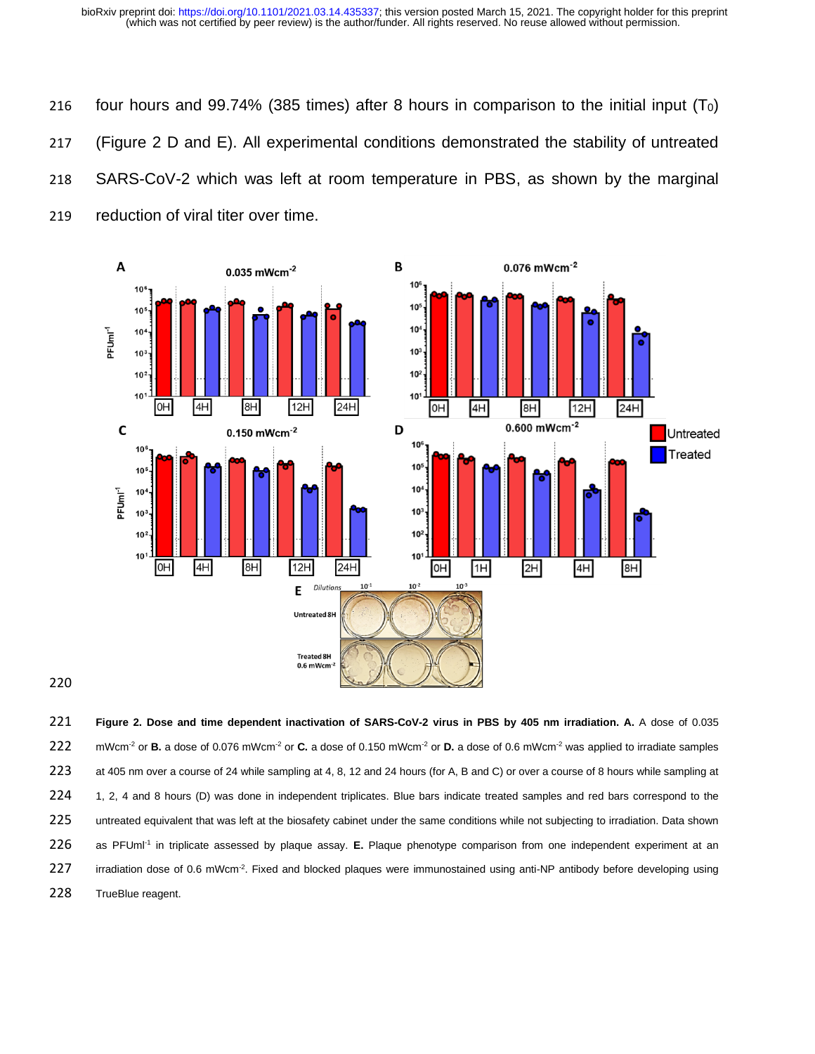four hours and 99.74% (385 times) after 8 hours in comparison to the initial input ($T_0$) (Figure 2 D and E). All experimental conditions demonstrated the stability of untreated SARS-CoV-2 which was left at room temperature in PBS, as shown by the marginal reduction of viral titer over time.

**Figure 2. Dose and time dependent inactivation of SARS-CoV-2 virus in PBS by 405 nm irradiation. A.** A dose of 0.035 $mWcm^{-2}$ or **B.** a dose of 0.076 $mWcm^{-2}$ or **C.** a dose of 0.150 $mWcm^{-2}$ or **D.** a dose of 0.6 $mWcm^{-2}$ was applied to irradiate samples at 405 nm over a course of 24 while sampling at 4, 8, 12 and 24 hours (for A, B and C) or over a course of 8 hours while sampling at 1, 2, 4 and 8 hours (D) was done in independent triplicates. Blue bars indicate treated samples and red bars correspond to the untreated equivalent that was left at the biosafety cabinet under the same conditions while not subjecting to irradiation. Data shown as $PFUml^{-1}$ in triplicate assessed by plaque assay. **E.** Plaque phenotype comparison from one independent experiment at an irradiation dose of 0.6 $mWcm^{-2}$. Fixed and blocked plaques were immunostained using anti-NP antibody before developing using TrueBlue reagent.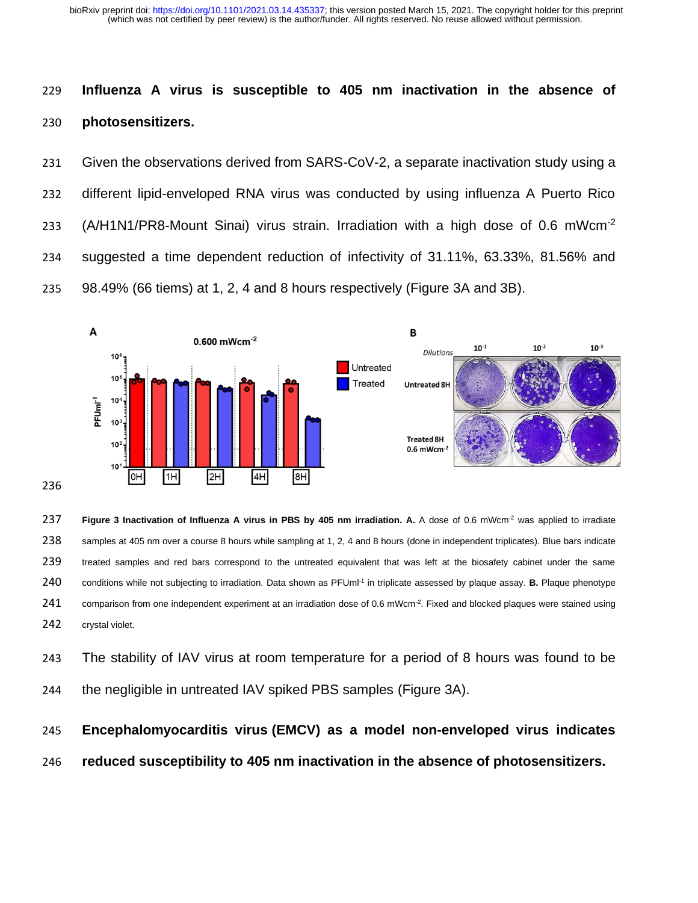**Influenza A virus is susceptible to 405 nm inactivation in the absence of photosensitizers.**

Given the observations derived from SARS-CoV-2, a separate inactivation study using a different lipid-enveloped RNA virus was conducted by using influenza A Puerto Rico (A/H1N1/PR8-Mount Sinai) virus strain. Irradiation with a high dose of 0.6 $mWcm^{-2}$ suggested a time dependent reduction of infectivity of 31.11%, 63.33%, 81.56% and 98.49% (66 tiems) at 1, 2, 4 and 8 hours respectively (Figure 3A and 3B).

**Figure 3 Inactivation of Influenza A virus in PBS by 405 nm irradiation. A.** A dose of 0.6 $mWcm^{-2}$ was applied to irradiate samples at 405 nm over a course 8 hours while sampling at 1, 2, 4 and 8 hours (done in independent triplicates). Blue bars indicate treated samples and red bars correspond to the untreated equivalent that was left at the biosafety cabinet under the same conditions while not subjecting to irradiation. Data shown as $PFUml^{-1}$ in triplicate assessed by plaque assay. **B.** Plaque phenotype comparison from one independent experiment at an irradiation dose of 0.6 $mWcm^{-2}$. Fixed and blocked plaques were stained using crystal violet.

The stability of IAV virus at room temperature for a period of 8 hours was found to be the negligible in untreated IAV spiked PBS samples (Figure 3A).

**Encephalomyocarditis virus (EMCV) as a model non-enveloped virus indicates reduced susceptibility to 405 nm inactivation in the absence of photosensitizers.**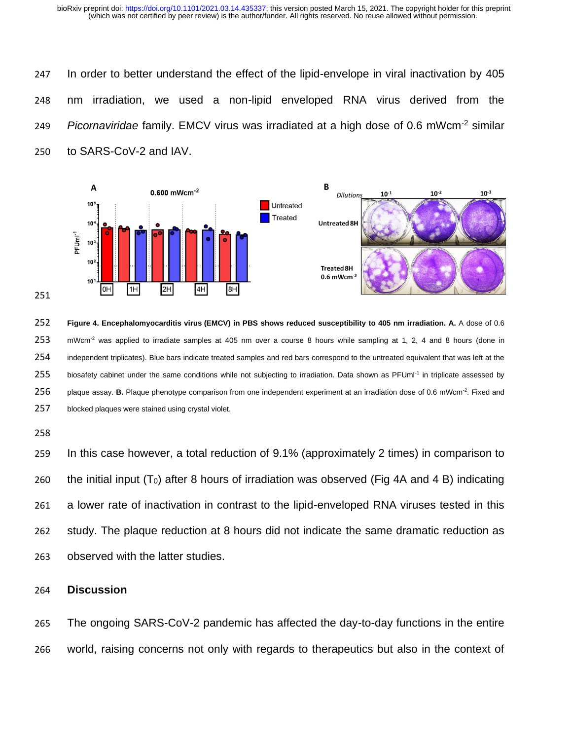In order to better understand the effect of the lipid-envelope in viral inactivation by 405 nm irradiation, we used a non-lipid enveloped RNA virus derived from the *Picornaviridae* family. EMCV virus was irradiated at a high dose of 0.6 mWcm$^{-2}$ similar to SARS-CoV-2 and IAV.

**Figure 4. Encephalomyocarditis virus (EMCV) in PBS shows reduced susceptibility to 405 nm irradiation. A.** A dose of 0.6 mWcm$^{-2}$ was applied to irradiate samples at 405 nm over a course 8 hours while sampling at 1, 2, 4 and 8 hours (done in independent triplicates). Blue bars indicate treated samples and red bars correspond to the untreated equivalent that was left at the biosafety cabinet under the same conditions while not subjecting to irradiation. Data shown as PFUml$^{-1}$ in triplicate assessed by plaque assay. **B.** Plaque phenotype comparison from one independent experiment at an irradiation dose of 0.6 mWcm$^{-2}$. Fixed and blocked plaques were stained using crystal violet.

In this case however, a total reduction of 9.1% (approximately 2 times) in comparison to the initial input ($T_0$) after 8 hours of irradiation was observed (Fig 4A and 4 B) indicating a lower rate of inactivation in contrast to the lipid-enveloped RNA viruses tested in this study. The plaque reduction at 8 hours did not indicate the same dramatic reduction as observed with the latter studies.

## Discussion

The ongoing SARS-CoV-2 pandemic has affected the day-to-day functions in the entire world, raising concerns not only with regards to therapeutics but also in the context of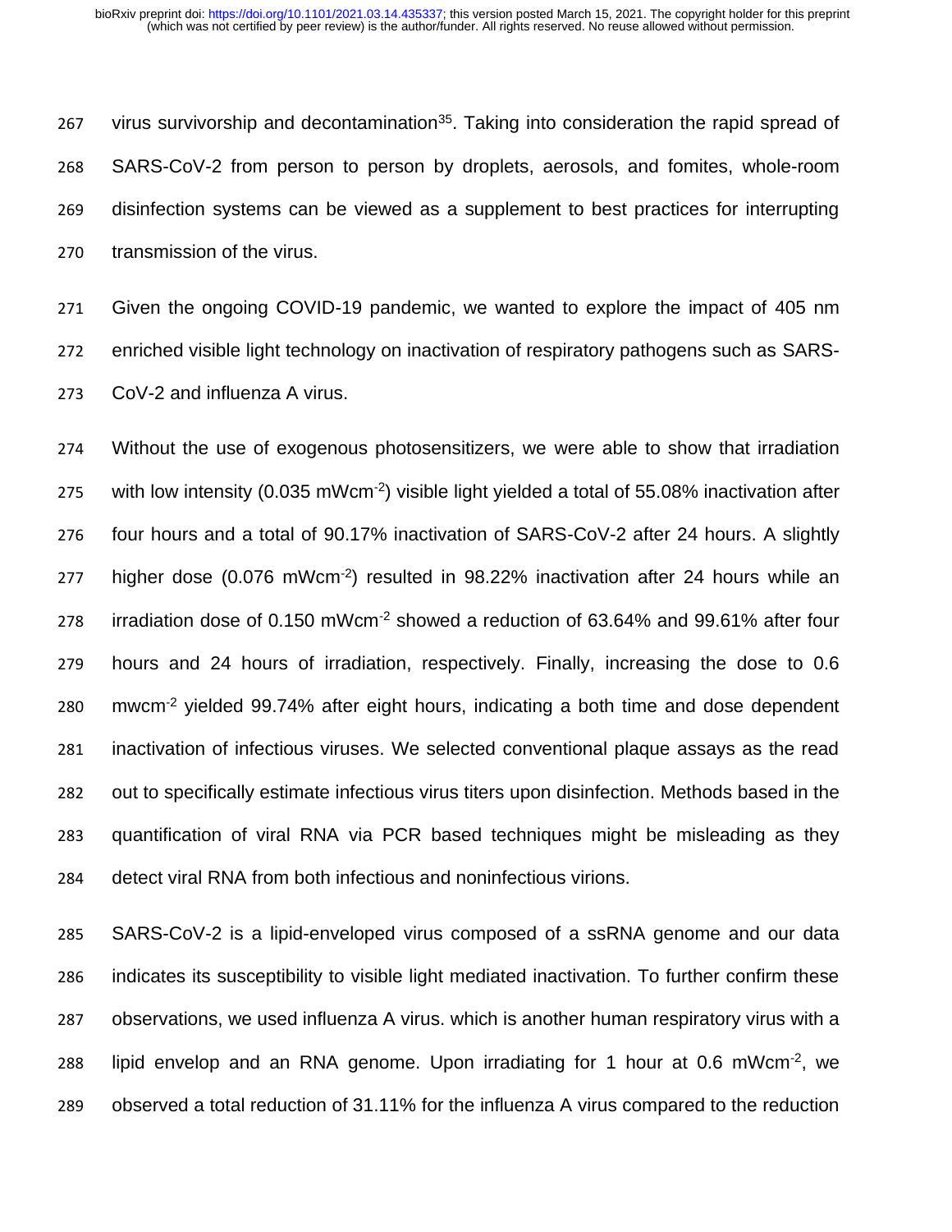virus survivorship and decontamination[35]. Taking into consideration the rapid spread of SARS-CoV-2 from person to person by droplets, aerosols, and fomites, whole-room disinfection systems can be viewed as a supplement to best practices for interrupting transmission of the virus.

Given the ongoing COVID-19 pandemic, we wanted to explore the impact of 405 nm enriched visible light technology on inactivation of respiratory pathogens such as SARS-CoV-2 and influenza A virus.

Without the use of exogenous photosensitizers, we were able to show that irradiation with low intensity (0.035 $mWcm^{-2}$) visible light yielded a total of 55.08% inactivation after four hours and a total of 90.17% inactivation of SARS-CoV-2 after 24 hours. A slightly higher dose (0.076 $mWcm^{-2}$) resulted in 98.22% inactivation after 24 hours while an irradiation dose of 0.150 $mWcm^{-2}$ showed a reduction of 63.64% and 99.61% after four hours and 24 hours of irradiation, respectively. Finally, increasing the dose to 0.6 $mwcm^{-2}$ yielded 99.74% after eight hours, indicating a both time and dose dependent inactivation of infectious viruses. We selected conventional plaque assays as the read out to specifically estimate infectious virus titers upon disinfection. Methods based in the quantification of viral RNA via PCR based techniques might be misleading as they detect viral RNA from both infectious and noninfectious virions.

SARS-CoV-2 is a lipid-enveloped virus composed of a ssRNA genome and our data indicates its susceptibility to visible light mediated inactivation. To further confirm these observations, we used influenza A virus. which is another human respiratory virus with a lipid envelop and an RNA genome. Upon irradiating for 1 hour at 0.6 $mWcm^{-2}$, we observed a total reduction of 31.11% for the influenza A virus compared to the reduction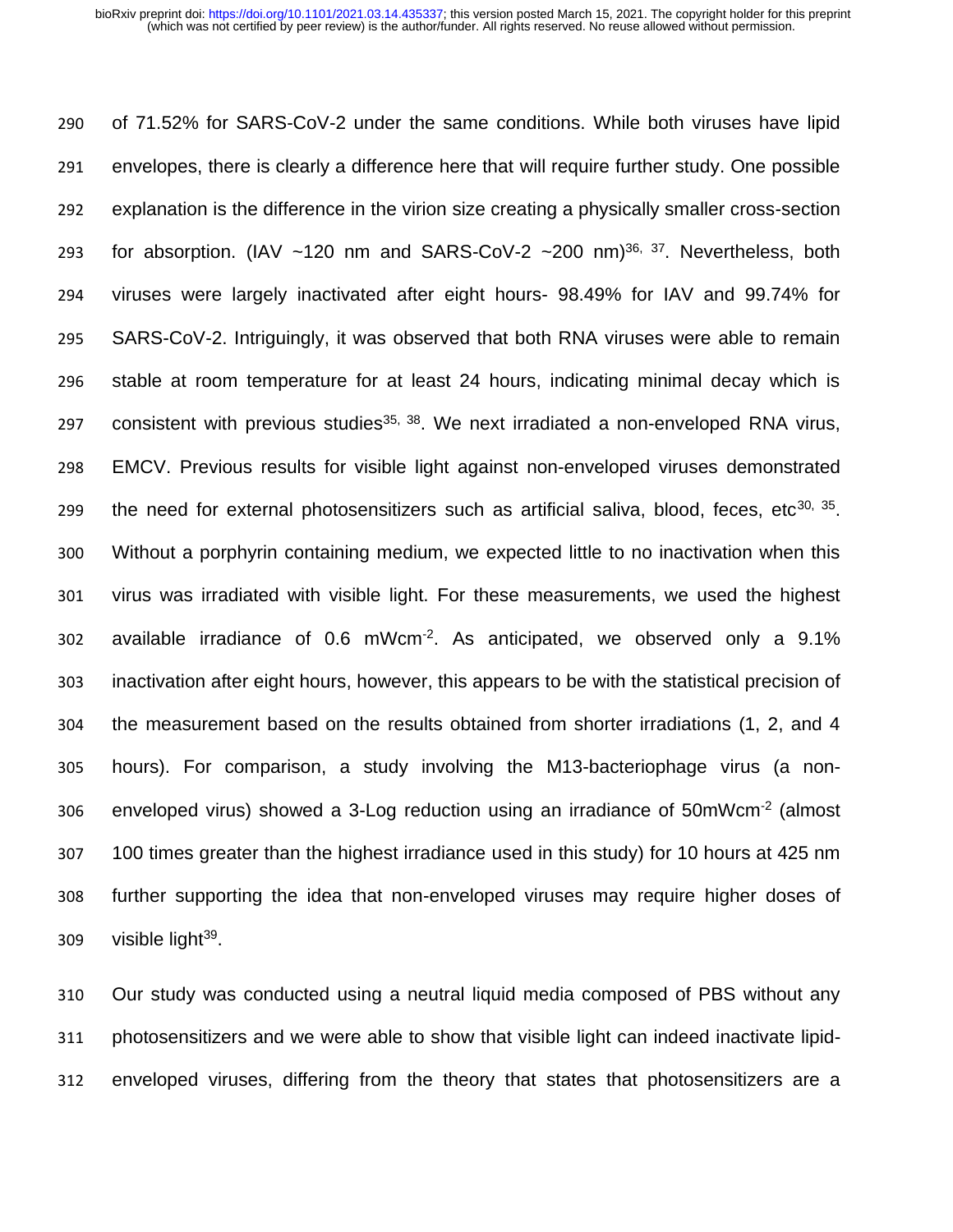of 71.52% for SARS-CoV-2 under the same conditions. While both viruses have lipid envelopes, there is clearly a difference here that will require further study. One possible explanation is the difference in the virion size creating a physically smaller cross-section for absorption. (IAV ~120 nm and SARS-CoV-2 ~200 nm)[36, 37]. Nevertheless, both viruses were largely inactivated after eight hours- 98.49% for IAV and 99.74% for SARS-CoV-2. Intriguingly, it was observed that both RNA viruses were able to remain stable at room temperature for at least 24 hours, indicating minimal decay which is consistent with previous studies[35, 38]. We next irradiated a non-enveloped RNA virus, EMCV. Previous results for visible light against non-enveloped viruses demonstrated the need for external photosensitizers such as artificial saliva, blood, feces, etc[30, 35]. Without a porphyrin containing medium, we expected little to no inactivation when this virus was irradiated with visible light. For these measurements, we used the highest available irradiance of 0.6 $mWcm^{-2}$. As anticipated, we observed only a 9.1% inactivation after eight hours, however, this appears to be with the statistical precision of the measurement based on the results obtained from shorter irradiations (1, 2, and 4 hours). For comparison, a study involving the M13-bacteriophage virus (a non-enveloped virus) showed a 3-Log reduction using an irradiance of 50$mWcm^{-2}$ (almost 100 times greater than the highest irradiance used in this study) for 10 hours at 425 nm further supporting the idea that non-enveloped viruses may require higher doses of visible light[39].

Our study was conducted using a neutral liquid media composed of PBS without any photosensitizers and we were able to show that visible light can indeed inactivate lipid-enveloped viruses, differing from the theory that states that photosensitizers are a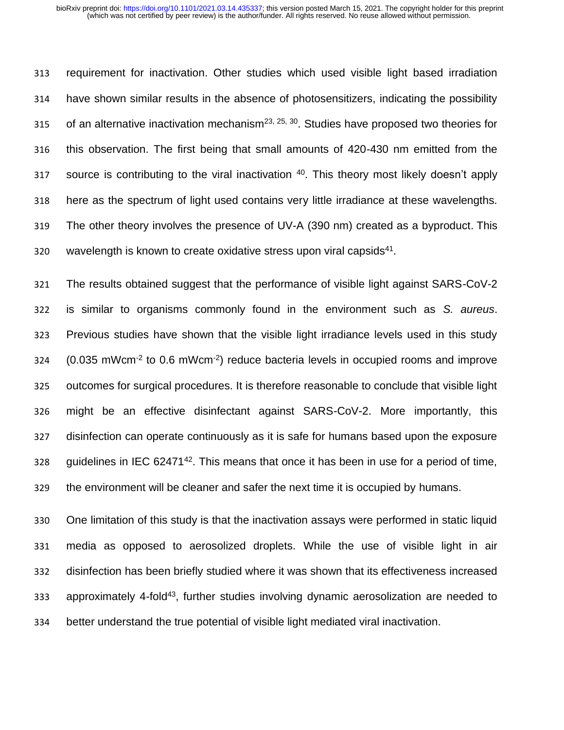requirement for inactivation. Other studies which used visible light based irradiation have shown similar results in the absence of photosensitizers, indicating the possibility of an alternative inactivation mechanism[23, 25, 30]. Studies have proposed two theories for this observation. The first being that small amounts of 420-430 nm emitted from the source is contributing to the viral inactivation [40]. This theory most likely doesn't apply here as the spectrum of light used contains very little irradiance at these wavelengths. The other theory involves the presence of UV-A (390 nm) created as a byproduct. This wavelength is known to create oxidative stress upon viral capsids[41].

The results obtained suggest that the performance of visible light against SARS-CoV-2 is similar to organisms commonly found in the environment such as *S. aureus*. Previous studies have shown that the visible light irradiance levels used in this study (0.035 $mWcm^{-2}$ to 0.6 $mWcm^{-2}$) reduce bacteria levels in occupied rooms and improve outcomes for surgical procedures. It is therefore reasonable to conclude that visible light might be an effective disinfectant against SARS-CoV-2. More importantly, this disinfection can operate continuously as it is safe for humans based upon the exposure guidelines in IEC 62471[42]. This means that once it has been in use for a period of time, the environment will be cleaner and safer the next time it is occupied by humans.

One limitation of this study is that the inactivation assays were performed in static liquid media as opposed to aerosolized droplets. While the use of visible light in air disinfection has been briefly studied where it was shown that its effectiveness increased approximately 4-fold[43], further studies involving dynamic aerosolization are needed to better understand the true potential of visible light mediated viral inactivation.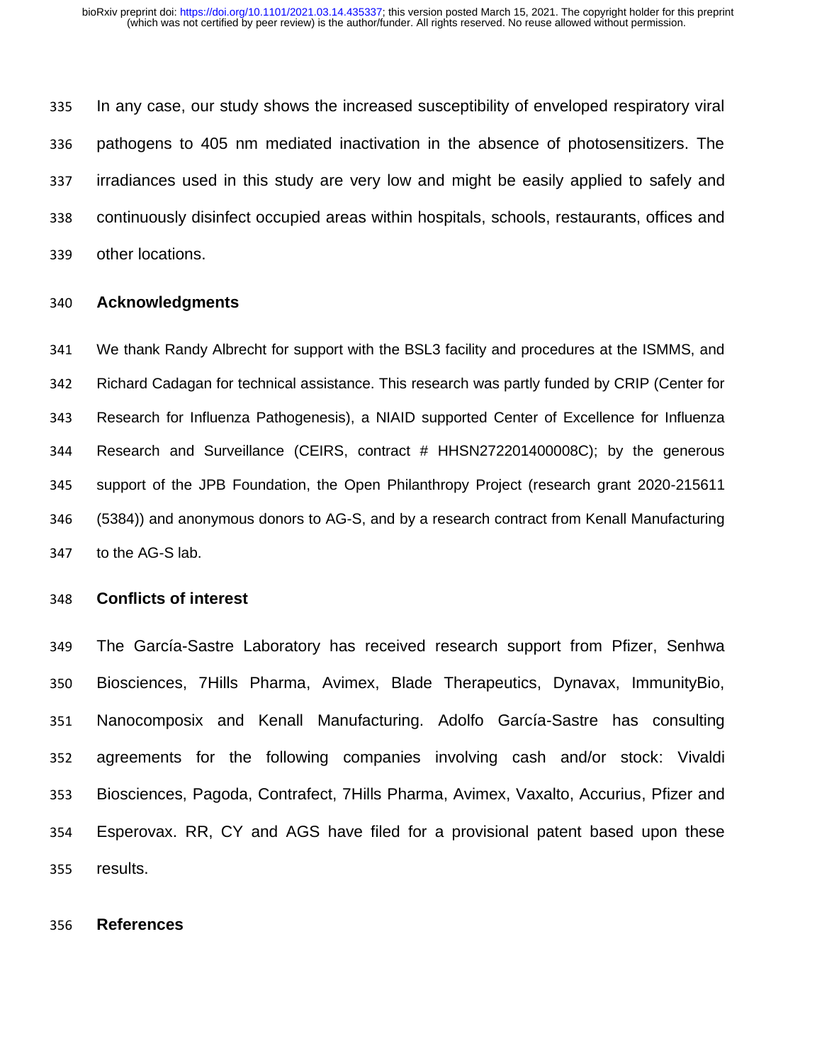In any case, our study shows the increased susceptibility of enveloped respiratory viral pathogens to 405 nm mediated inactivation in the absence of photosensitizers. The irradiances used in this study are very low and might be easily applied to safely and continuously disinfect occupied areas within hospitals, schools, restaurants, offices and other locations.

## Acknowledgments

We thank Randy Albrecht for support with the BSL3 facility and procedures at the ISMMS, and Richard Cadagan for technical assistance. This research was partly funded by CRIP (Center for Research for Influenza Pathogenesis), a NIAID supported Center of Excellence for Influenza Research and Surveillance (CEIRS, contract # HHSN272201400008C); by the generous support of the JPB Foundation, the Open Philanthropy Project (research grant 2020-215611 (5384)) and anonymous donors to AG-S, and by a research contract from Kenall Manufacturing to the AG-S lab.

## Conflicts of interest

The García-Sastre Laboratory has received research support from Pfizer, Senhwa Biosciences, 7Hills Pharma, Avimex, Blade Therapeutics, Dynavax, ImmunityBio, Nanocomposix and Kenall Manufacturing. Adolfo García-Sastre has consulting agreements for the following companies involving cash and/or stock: Vivaldi Biosciences, Pagoda, Contrafect, 7Hills Pharma, Avimex, Vaxalto, Accurius, Pfizer and Esperovax. RR, CY and AGS have filed for a provisional patent based upon these results.

## References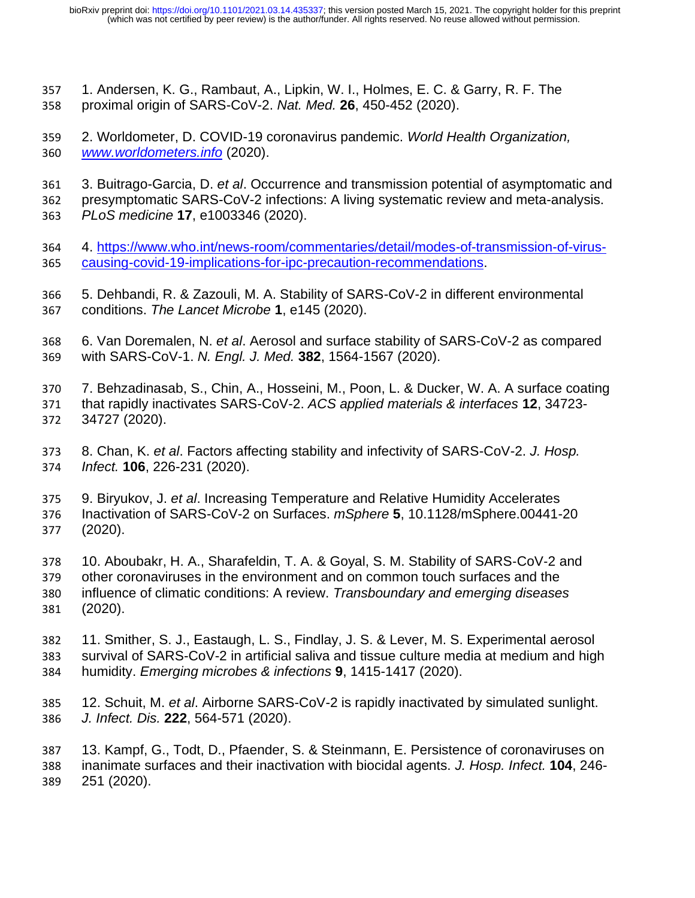1. Andersen, K. G., Rambaut, A., Lipkin, W. I., Holmes, E. C. & Garry, R. F. The proximal origin of SARS-CoV-2. *Nat. Med.* **26**, 450-452 (2020).

2. Worldometer, D. COVID-19 coronavirus pandemic. *World Health Organization, www.worldometers.info* (2020).

3. Buitrago-Garcia, D. *et al*. Occurrence and transmission potential of asymptomatic and presymptomatic SARS-CoV-2 infections: A living systematic review and meta-analysis. *PLoS medicine* **17**, e1003346 (2020).

4. https://www.who.int/news-room/commentaries/detail/modes-of-transmission-of-virus-causing-covid-19-implications-for-ipc-precaution-recommendations.

5. Dehbandi, R. & Zazouli, M. A. Stability of SARS-CoV-2 in different environmental conditions. *The Lancet Microbe* **1**, e145 (2020).

6. Van Doremalen, N. *et al*. Aerosol and surface stability of SARS-CoV-2 as compared with SARS-CoV-1. *N. Engl. J. Med.* **382**, 1564-1567 (2020).

7. Behzadinasab, S., Chin, A., Hosseini, M., Poon, L. & Ducker, W. A. A surface coating that rapidly inactivates SARS-CoV-2. *ACS applied materials & interfaces* **12**, 34723-34727 (2020).

8. Chan, K. *et al*. Factors affecting stability and infectivity of SARS-CoV-2. *J. Hosp. Infect.* **106**, 226-231 (2020).

9. Biryukov, J. *et al*. Increasing Temperature and Relative Humidity Accelerates Inactivation of SARS-CoV-2 on Surfaces. *mSphere* **5**, 10.1128/mSphere.00441-20 (2020).

10. Aboubakr, H. A., Sharafeldin, T. A. & Goyal, S. M. Stability of SARS-CoV-2 and other coronaviruses in the environment and on common touch surfaces and the influence of climatic conditions: A review. *Transboundary and emerging diseases* (2020).

11. Smither, S. J., Eastaugh, L. S., Findlay, J. S. & Lever, M. S. Experimental aerosol survival of SARS-CoV-2 in artificial saliva and tissue culture media at medium and high humidity. *Emerging microbes & infections* **9**, 1415-1417 (2020).

12. Schuit, M. *et al*. Airborne SARS-CoV-2 is rapidly inactivated by simulated sunlight. *J. Infect. Dis.* **222**, 564-571 (2020).

13. Kampf, G., Todt, D., Pfaender, S. & Steinmann, E. Persistence of coronaviruses on inanimate surfaces and their inactivation with biocidal agents. *J. Hosp. Infect.* **104**, 246-251 (2020).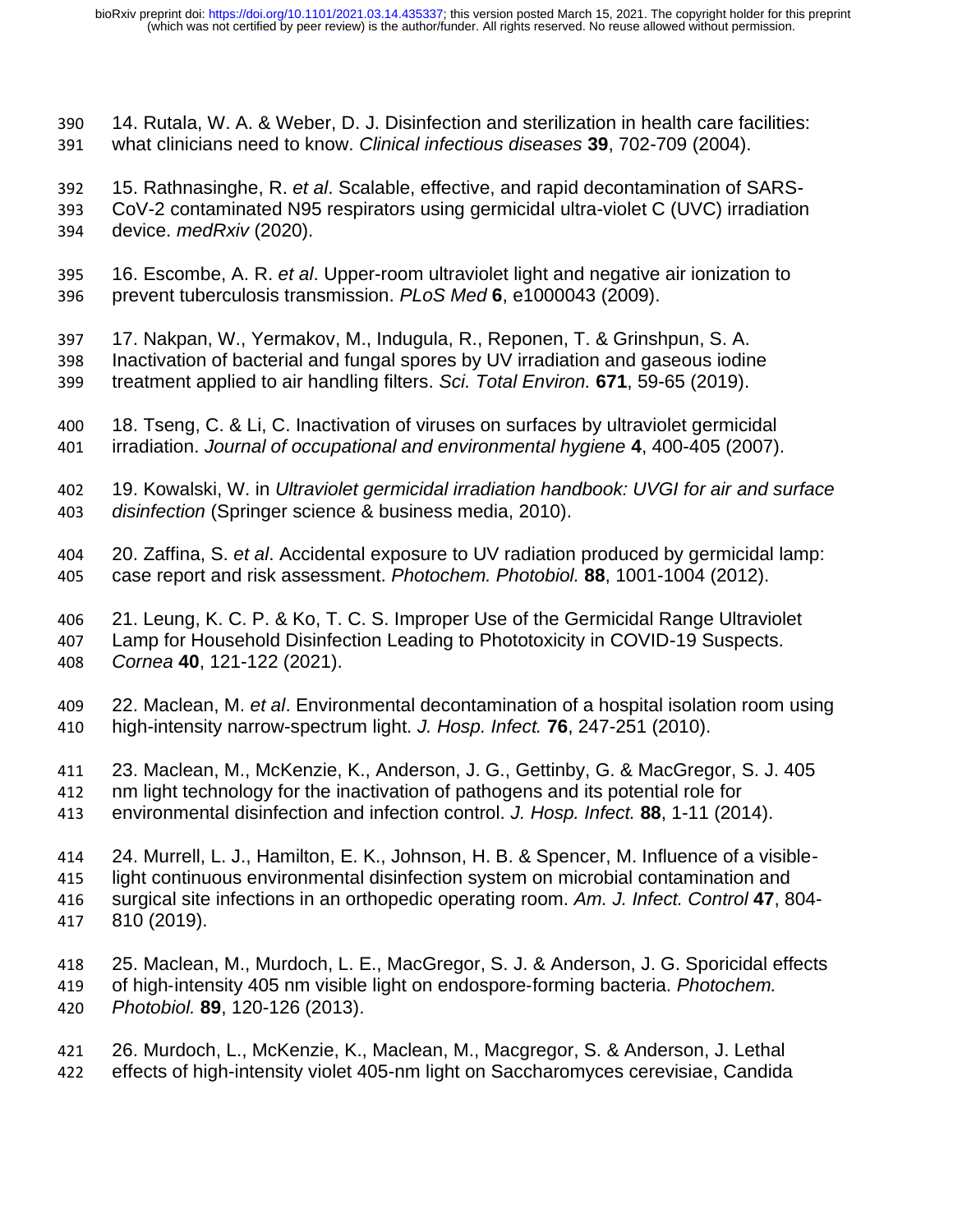14. Rutala, W. A. & Weber, D. J. Disinfection and sterilization in health care facilities: what clinicians need to know. *Clinical infectious diseases* **39**, 702-709 (2004).

15. Rathnasinghe, R. *et al*. Scalable, effective, and rapid decontamination of SARS-CoV-2 contaminated N95 respirators using germicidal ultra-violet C (UVC) irradiation device. *medRxiv* (2020).

16. Escombe, A. R. *et al*. Upper-room ultraviolet light and negative air ionization to prevent tuberculosis transmission. *PLoS Med* **6**, e1000043 (2009).

17. Nakpan, W., Yermakov, M., Indugula, R., Reponen, T. & Grinshpun, S. A. Inactivation of bacterial and fungal spores by UV irradiation and gaseous iodine treatment applied to air handling filters. *Sci. Total Environ.* **671**, 59-65 (2019).

18. Tseng, C. & Li, C. Inactivation of viruses on surfaces by ultraviolet germicidal irradiation. *Journal of occupational and environmental hygiene* **4**, 400-405 (2007).

19. Kowalski, W. in *Ultraviolet germicidal irradiation handbook: UVGI for air and surface disinfection* (Springer science & business media, 2010).

20. Zaffina, S. *et al*. Accidental exposure to UV radiation produced by germicidal lamp: case report and risk assessment. *Photochem. Photobiol.* **88**, 1001-1004 (2012).

21. Leung, K. C. P. & Ko, T. C. S. Improper Use of the Germicidal Range Ultraviolet Lamp for Household Disinfection Leading to Phototoxicity in COVID-19 Suspects. *Cornea* **40**, 121-122 (2021).

22. Maclean, M. *et al*. Environmental decontamination of a hospital isolation room using high-intensity narrow-spectrum light. *J. Hosp. Infect.* **76**, 247-251 (2010).

23. Maclean, M., McKenzie, K., Anderson, J. G., Gettinby, G. & MacGregor, S. J. 405 nm light technology for the inactivation of pathogens and its potential role for environmental disinfection and infection control. *J. Hosp. Infect.* **88**, 1-11 (2014).

24. Murrell, L. J., Hamilton, E. K., Johnson, H. B. & Spencer, M. Influence of a visible-light continuous environmental disinfection system on microbial contamination and surgical site infections in an orthopedic operating room. *Am. J. Infect. Control* **47**, 804-810 (2019).

25. Maclean, M., Murdoch, L. E., MacGregor, S. J. & Anderson, J. G. Sporicidal effects of high-intensity 405 nm visible light on endospore-forming bacteria. *Photochem. Photobiol.* **89**, 120-126 (2013).

26. Murdoch, L., McKenzie, K., Maclean, M., Macgregor, S. & Anderson, J. Lethal effects of high-intensity violet 405-nm light on Saccharomyces cerevisiae, Candida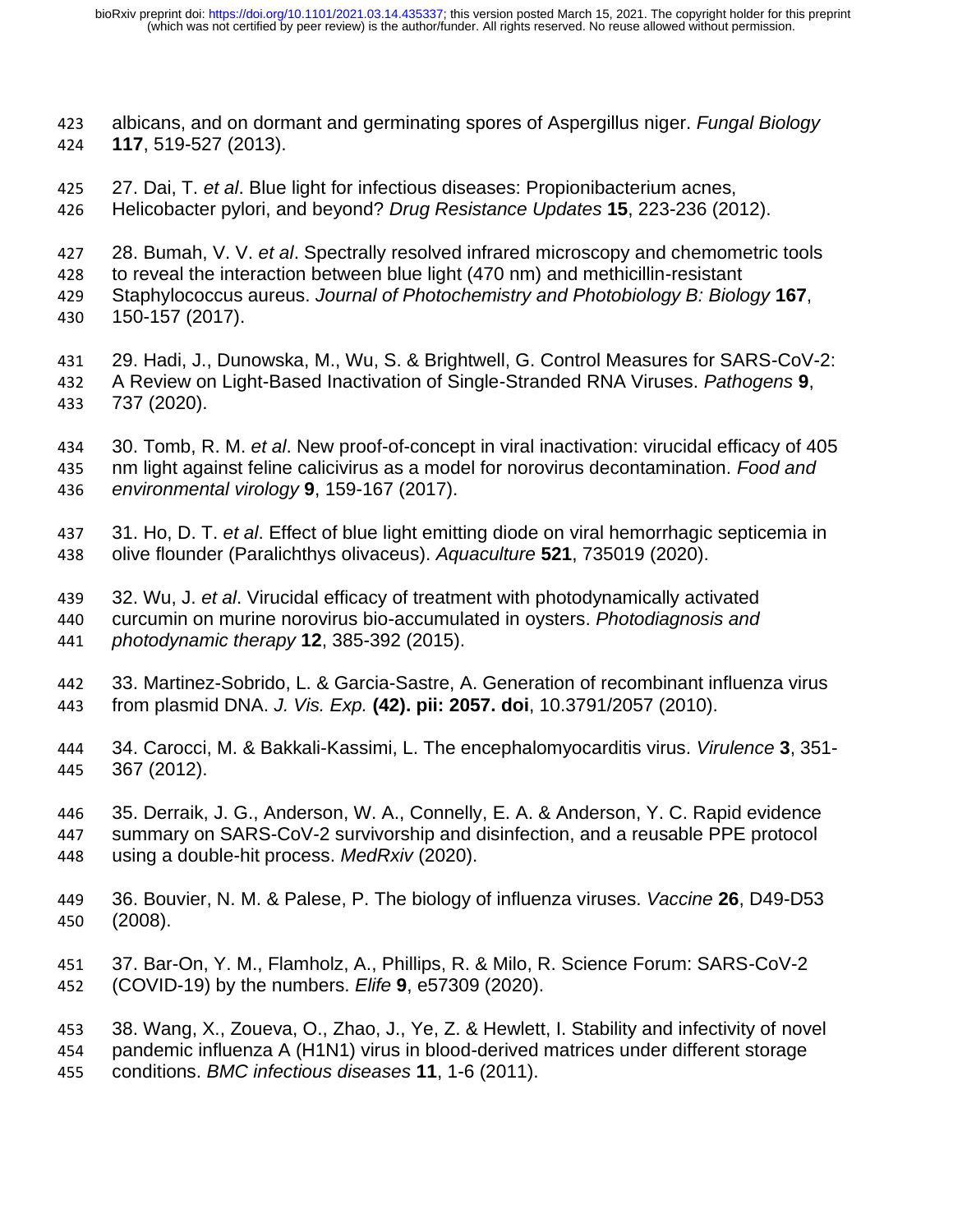albicans, and on dormant and germinating spores of Aspergillus niger. *Fungal Biology* **117**, 519-527 (2013).

27. Dai, T. *et al*. Blue light for infectious diseases: Propionibacterium acnes, Helicobacter pylori, and beyond? *Drug Resistance Updates* **15**, 223-236 (2012).

28. Bumah, V. V. *et al*. Spectrally resolved infrared microscopy and chemometric tools to reveal the interaction between blue light (470 nm) and methicillin-resistant Staphylococcus aureus. *Journal of Photochemistry and Photobiology B: Biology* **167**, 150-157 (2017).

29. Hadi, J., Dunowska, M., Wu, S. & Brightwell, G. Control Measures for SARS-CoV-2: A Review on Light-Based Inactivation of Single-Stranded RNA Viruses. *Pathogens* **9**, 737 (2020).

30. Tomb, R. M. *et al*. New proof-of-concept in viral inactivation: virucidal efficacy of 405 nm light against feline calicivirus as a model for norovirus decontamination. *Food and environmental virology* **9**, 159-167 (2017).

31. Ho, D. T. *et al*. Effect of blue light emitting diode on viral hemorrhagic septicemia in olive flounder (Paralichthys olivaceus). *Aquaculture* **521**, 735019 (2020).

32. Wu, J. *et al*. Virucidal efficacy of treatment with photodynamically activated curcumin on murine norovirus bio-accumulated in oysters. *Photodiagnosis and photodynamic therapy* **12**, 385-392 (2015).

33. Martinez-Sobrido, L. & Garcia-Sastre, A. Generation of recombinant influenza virus from plasmid DNA. *J. Vis. Exp.* **(42). pii: 2057. doi**, 10.3791/2057 (2010).

34. Carocci, M. & Bakkali-Kassimi, L. The encephalomyocarditis virus. *Virulence* **3**, 351-367 (2012).

35. Derraik, J. G., Anderson, W. A., Connelly, E. A. & Anderson, Y. C. Rapid evidence summary on SARS-CoV-2 survivorship and disinfection, and a reusable PPE protocol using a double-hit process. *MedRxiv* (2020).

36. Bouvier, N. M. & Palese, P. The biology of influenza viruses. *Vaccine* **26**, D49-D53 (2008).

37. Bar-On, Y. M., Flamholz, A., Phillips, R. & Milo, R. Science Forum: SARS-CoV-2 (COVID-19) by the numbers. *Elife* **9**, e57309 (2020).

38. Wang, X., Zoueva, O., Zhao, J., Ye, Z. & Hewlett, I. Stability and infectivity of novel pandemic influenza A (H1N1) virus in blood-derived matrices under different storage conditions. *BMC infectious diseases* **11**, 1-6 (2011).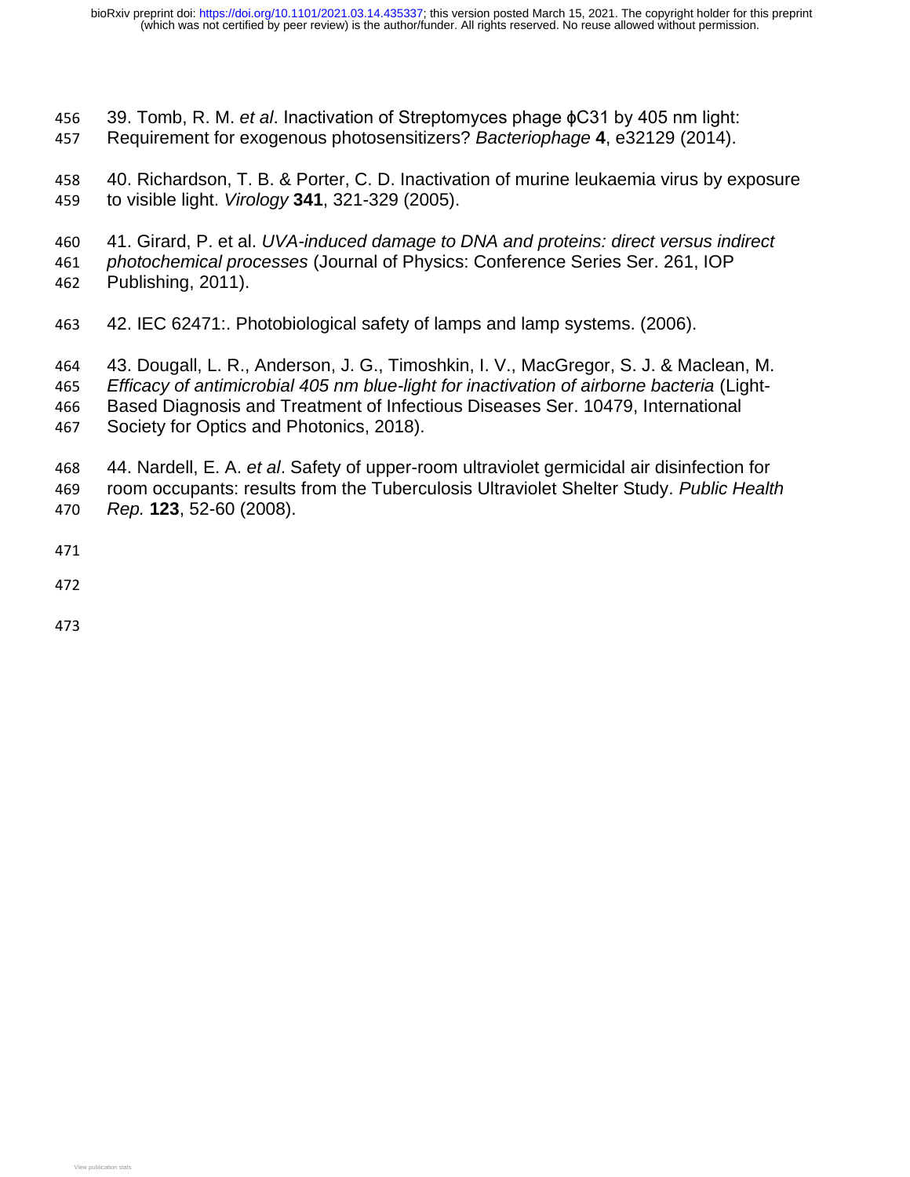39. Tomb, R. M. *et al*. Inactivation of Streptomyces phage ϕC31 by 405 nm light: Requirement for exogenous photosensitizers? *Bacteriophage* **4**, e32129 (2014).

40. Richardson, T. B. & Porter, C. D. Inactivation of murine leukaemia virus by exposure to visible light. *Virology* **341**, 321-329 (2005).

41. Girard, P. et al. *UVA-induced damage to DNA and proteins: direct versus indirect photochemical processes* (Journal of Physics: Conference Series Ser. 261, IOP Publishing, 2011).

42. IEC 62471:. Photobiological safety of lamps and lamp systems. (2006).

43. Dougall, L. R., Anderson, J. G., Timoshkin, I. V., MacGregor, S. J. & Maclean, M. *Efficacy of antimicrobial 405 nm blue-light for inactivation of airborne bacteria* (Light-Based Diagnosis and Treatment of Infectious Diseases Ser. 10479, International Society for Optics and Photonics, 2018).

44. Nardell, E. A. *et al*. Safety of upper-room ultraviolet germicidal air disinfection for room occupants: results from the Tuberculosis Ultraviolet Shelter Study. *Public Health Rep.* **123**, 52-60 (2008).